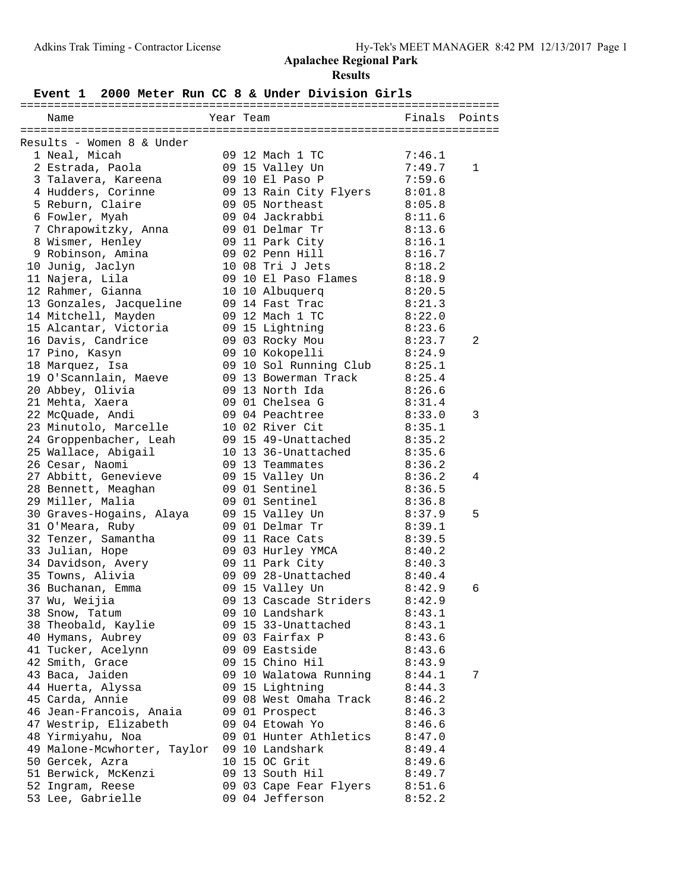# Apalachee Regional Park

## Results

### Event 1 2000 Meter Run CC 8 & Under Division Girls

Results - Women 8 & Under

| Place | Name | Year | Team | Finals | Points |
|---|---|---|---|---|---|
| 1 | Neal, Micah | 09 | 12 Mach 1 TC | 7:46.1 | |
| 2 | Estrada, Paola | 09 | 15 Valley Un | 7:49.7 | 1 |
| 3 | Talavera, Kareena | 09 | 10 El Paso P | 7:59.6 | |
| 4 | Hudders, Corinne | 09 | 13 Rain City Flyers | 8:01.8 | |
| 5 | Reburn, Claire | 09 | 05 Northeast | 8:05.8 | |
| 6 | Fowler, Myah | 09 | 04 Jackrabbi | 8:11.6 | |
| 7 | Chrapowitzky, Anna | 09 | 01 Delmar Tr | 8:13.6 | |
| 8 | Wismer, Henley | 09 | 11 Park City | 8:16.1 | |
| 9 | Robinson, Amina | 09 | 02 Penn Hill | 8:16.7 | |
| 10 | Junig, Jaclyn | 10 | 08 Tri J Jets | 8:18.2 | |
| 11 | Najera, Lila | 09 | 10 El Paso Flames | 8:18.9 | |
| 12 | Rahmer, Gianna | 10 | 10 Albuquerq | 8:20.5 | |
| 13 | Gonzales, Jacqueline | 09 | 14 Fast Trac | 8:21.3 | |
| 14 | Mitchell, Mayden | 09 | 12 Mach 1 TC | 8:22.0 | |
| 15 | Alcantar, Victoria | 09 | 15 Lightning | 8:23.6 | |
| 16 | Davis, Candrice | 09 | 03 Rocky Mou | 8:23.7 | 2 |
| 17 | Pino, Kasyn | 09 | 10 Kokopelli | 8:24.9 | |
| 18 | Marquez, Isa | 09 | 10 Sol Running Club | 8:25.1 | |
| 19 | O'Scannlain, Maeve | 09 | 13 Bowerman Track | 8:25.4 | |
| 20 | Abbey, Olivia | 09 | 13 North Ida | 8:26.6 | |
| 21 | Mehta, Xaera | 09 | 01 Chelsea G | 8:31.4 | |
| 22 | McQuade, Andi | 09 | 04 Peachtree | 8:33.0 | 3 |
| 23 | Minutolo, Marcelle | 10 | 02 River Cit | 8:35.1 | |
| 24 | Groppenbacher, Leah | 09 | 15 49-Unattached | 8:35.2 | |
| 25 | Wallace, Abigail | 10 | 13 36-Unattached | 8:35.6 | |
| 26 | Cesar, Naomi | 09 | 13 Teammates | 8:36.2 | |
| 27 | Abbitt, Genevieve | 09 | 15 Valley Un | 8:36.2 | 4 |
| 28 | Bennett, Meaghan | 09 | 01 Sentinel | 8:36.5 | |
| 29 | Miller, Malia | 09 | 01 Sentinel | 8:36.8 | |
| 30 | Graves-Hogains, Alaya | 09 | 15 Valley Un | 8:37.9 | 5 |
| 31 | O'Meara, Ruby | 09 | 01 Delmar Tr | 8:39.1 | |
| 32 | Tenzer, Samantha | 09 | 11 Race Cats | 8:39.5 | |
| 33 | Julian, Hope | 09 | 03 Hurley YMCA | 8:40.2 | |
| 34 | Davidson, Avery | 09 | 11 Park City | 8:40.3 | |
| 35 | Towns, Alivia | 09 | 09 28-Unattached | 8:40.4 | |
| 36 | Buchanan, Emma | 09 | 15 Valley Un | 8:42.9 | 6 |
| 37 | Wu, Weijia | 09 | 13 Cascade Striders | 8:42.9 | |
| 38 | Snow, Tatum | 09 | 10 Landshark | 8:43.1 | |
| 38 | Theobald, Kaylie | 09 | 15 33-Unattached | 8:43.1 | |
| 40 | Hymans, Aubrey | 09 | 03 Fairfax P | 8:43.6 | |
| 41 | Tucker, Acelynn | 09 | 09 Eastside | 8:43.6 | |
| 42 | Smith, Grace | 09 | 15 Chino Hil | 8:43.9 | |
| 43 | Baca, Jaiden | 09 | 10 Walatowa Running | 8:44.1 | 7 |
| 44 | Huerta, Alyssa | 09 | 15 Lightning | 8:44.3 | |
| 45 | Carda, Annie | 09 | 08 West Omaha Track | 8:46.2 | |
| 46 | Jean-Francois, Anaia | 09 | 01 Prospect | 8:46.3 | |
| 47 | Westrip, Elizabeth | 09 | 04 Etowah Yo | 8:46.6 | |
| 48 | Yirmiyahu, Noa | 09 | 01 Hunter Athletics | 8:47.0 | |
| 49 | Malone-Mcwhorter, Taylor | 09 | 10 Landshark | 8:49.4 | |
| 50 | Gercek, Azra | 10 | 15 OC Grit | 8:49.6 | |
| 51 | Berwick, McKenzi | 09 | 13 South Hil | 8:49.7 | |
| 52 | Ingram, Reese | 09 | 03 Cape Fear Flyers | 8:51.6 | |
| 53 | Lee, Gabrielle | 09 | 04 Jefferson | 8:52.2 | |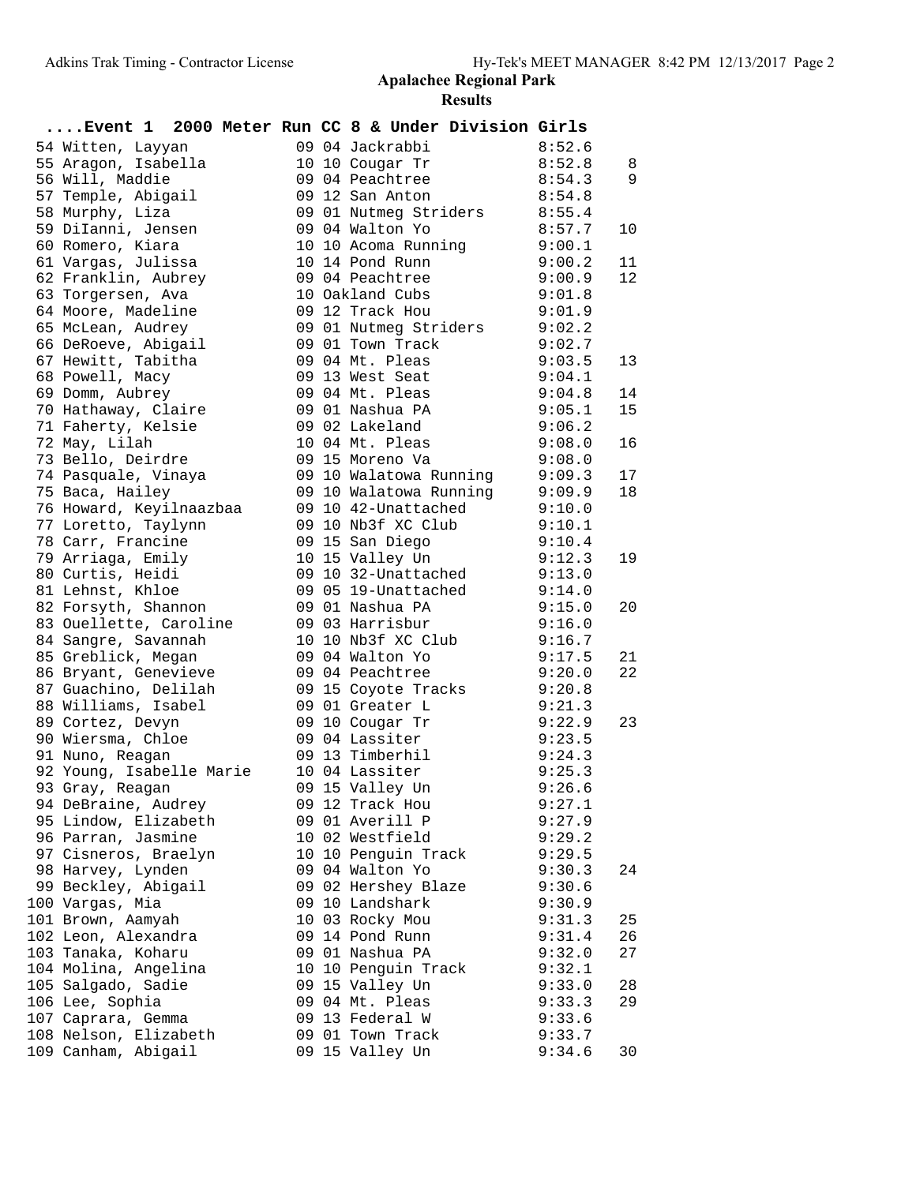## Apalachee Regional Park

### Results

**....Event 1 2000 Meter Run CC 8 & Under Division Girls**

| Place | Name | Year | Age | Team | Time | Points |
|---|---|---|---|---|---|---|
| 54 | Witten, Layyan | 09 | 04 | Jackrabbi | 8:52.6 | |
| 55 | Aragon, Isabella | 10 | 10 | Cougar Tr | 8:52.8 | 8 |
| 56 | Will, Maddie | 09 | 04 | Peachtree | 8:54.3 | 9 |
| 57 | Temple, Abigail | 09 | 12 | San Anton | 8:54.8 | |
| 58 | Murphy, Liza | 09 | 01 | Nutmeg Striders | 8:55.4 | |
| 59 | DiIanni, Jensen | 09 | 04 | Walton Yo | 8:57.7 | 10 |
| 60 | Romero, Kiara | 10 | 10 | Acoma Running | 9:00.1 | |
| 61 | Vargas, Julissa | 10 | 14 | Pond Runn | 9:00.2 | 11 |
| 62 | Franklin, Aubrey | 09 | 04 | Peachtree | 9:00.9 | 12 |
| 63 | Torgersen, Ava | 10 | | Oakland Cubs | 9:01.8 | |
| 64 | Moore, Madeline | 09 | 12 | Track Hou | 9:01.9 | |
| 65 | McLean, Audrey | 09 | 01 | Nutmeg Striders | 9:02.2 | |
| 66 | DeRoeve, Abigail | 09 | 01 | Town Track | 9:02.7 | |
| 67 | Hewitt, Tabitha | 09 | 04 | Mt. Pleas | 9:03.5 | 13 |
| 68 | Powell, Macy | 09 | 13 | West Seat | 9:04.1 | |
| 69 | Domm, Aubrey | 09 | 04 | Mt. Pleas | 9:04.8 | 14 |
| 70 | Hathaway, Claire | 09 | 01 | Nashua PA | 9:05.1 | 15 |
| 71 | Faherty, Kelsie | 09 | 02 | Lakeland | 9:06.2 | |
| 72 | May, Lilah | 10 | 04 | Mt. Pleas | 9:08.0 | 16 |
| 73 | Bello, Deirdre | 09 | 15 | Moreno Va | 9:08.0 | |
| 74 | Pasquale, Vinaya | 09 | 10 | Walatowa Running | 9:09.3 | 17 |
| 75 | Baca, Hailey | 09 | 10 | Walatowa Running | 9:09.9 | 18 |
| 76 | Howard, Keyilnaazbaa | 09 | 10 | 42-Unattached | 9:10.0 | |
| 77 | Loretto, Taylynn | 09 | 10 | Nb3f XC Club | 9:10.1 | |
| 78 | Carr, Francine | 09 | 15 | San Diego | 9:10.4 | |
| 79 | Arriaga, Emily | 10 | 15 | Valley Un | 9:12.3 | 19 |
| 80 | Curtis, Heidi | 09 | 10 | 32-Unattached | 9:13.0 | |
| 81 | Lehnst, Khloe | 09 | 05 | 19-Unattached | 9:14.0 | |
| 82 | Forsyth, Shannon | 09 | 01 | Nashua PA | 9:15.0 | 20 |
| 83 | Ouellette, Caroline | 09 | 03 | Harrisbur | 9:16.0 | |
| 84 | Sangre, Savannah | 10 | 10 | Nb3f XC Club | 9:16.7 | |
| 85 | Greblick, Megan | 09 | 04 | Walton Yo | 9:17.5 | 21 |
| 86 | Bryant, Genevieve | 09 | 04 | Peachtree | 9:20.0 | 22 |
| 87 | Guachino, Delilah | 09 | 15 | Coyote Tracks | 9:20.8 | |
| 88 | Williams, Isabel | 09 | 01 | Greater L | 9:21.3 | |
| 89 | Cortez, Devyn | 09 | 10 | Cougar Tr | 9:22.9 | 23 |
| 90 | Wiersma, Chloe | 09 | 04 | Lassiter | 9:23.5 | |
| 91 | Nuno, Reagan | 09 | 13 | Timberhil | 9:24.3 | |
| 92 | Young, Isabelle Marie | 10 | 04 | Lassiter | 9:25.3 | |
| 93 | Gray, Reagan | 09 | 15 | Valley Un | 9:26.6 | |
| 94 | DeBraine, Audrey | 09 | 12 | Track Hou | 9:27.1 | |
| 95 | Lindow, Elizabeth | 09 | 01 | Averill P | 9:27.9 | |
| 96 | Parran, Jasmine | 10 | 02 | Westfield | 9:29.2 | |
| 97 | Cisneros, Braelyn | 10 | 10 | Penguin Track | 9:29.5 | |
| 98 | Harvey, Lynden | 09 | 04 | Walton Yo | 9:30.3 | 24 |
| 99 | Beckley, Abigail | 09 | 02 | Hershey Blaze | 9:30.6 | |
| 100 | Vargas, Mia | 09 | 10 | Landshark | 9:30.9 | |
| 101 | Brown, Aamyah | 10 | 03 | Rocky Mou | 9:31.3 | 25 |
| 102 | Leon, Alexandra | 09 | 14 | Pond Runn | 9:31.4 | 26 |
| 103 | Tanaka, Koharu | 09 | 01 | Nashua PA | 9:32.0 | 27 |
| 104 | Molina, Angelina | 10 | 10 | Penguin Track | 9:32.1 | |
| 105 | Salgado, Sadie | 09 | 15 | Valley Un | 9:33.0 | 28 |
| 106 | Lee, Sophia | 09 | 04 | Mt. Pleas | 9:33.3 | 29 |
| 107 | Caprara, Gemma | 09 | 13 | Federal W | 9:33.6 | |
| 108 | Nelson, Elizabeth | 09 | 01 | Town Track | 9:33.7 | |
| 109 | Canham, Abigail | 09 | 15 | Valley Un | 9:34.6 | 30 |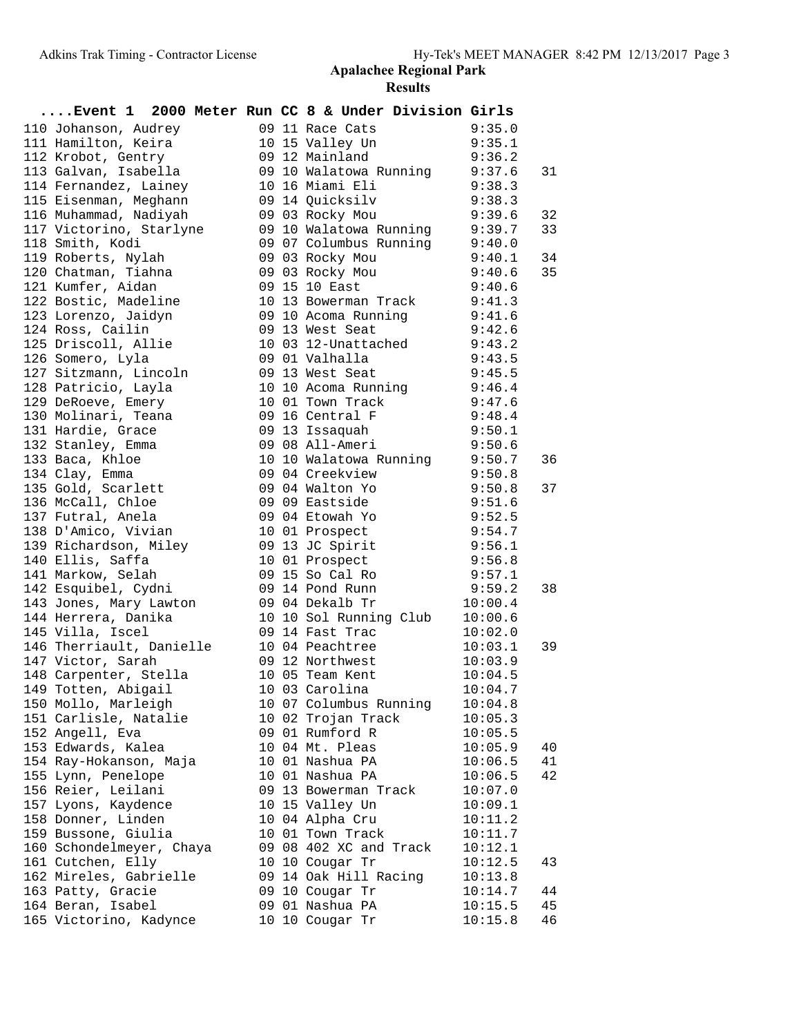## Apalachee Regional Park

### Results

**....Event 1 2000 Meter Run CC 8 & Under Division Girls**

| Place | Name | Age | Team | Time | Points |
|---|---|---|---|---|---|
| 110 | Johanson, Audrey | 09 11 | Race Cats | 9:35.0 | |
| 111 | Hamilton, Keira | 10 15 | Valley Un | 9:35.1 | |
| 112 | Krobot, Gentry | 09 12 | Mainland | 9:36.2 | |
| 113 | Galvan, Isabella | 09 10 | Walatowa Running | 9:37.6 | 31 |
| 114 | Fernandez, Lainey | 10 16 | Miami Eli | 9:38.3 | |
| 115 | Eisenman, Meghann | 09 14 | Quicksilv | 9:38.3 | |
| 116 | Muhammad, Nadiyah | 09 03 | Rocky Mou | 9:39.6 | 32 |
| 117 | Victorino, Starlyne | 09 10 | Walatowa Running | 9:39.7 | 33 |
| 118 | Smith, Kodi | 09 07 | Columbus Running | 9:40.0 | |
| 119 | Roberts, Nylah | 09 03 | Rocky Mou | 9:40.1 | 34 |
| 120 | Chatman, Tiahna | 09 03 | Rocky Mou | 9:40.6 | 35 |
| 121 | Kumfer, Aidan | 09 15 | 10 East | 9:40.6 | |
| 122 | Bostic, Madeline | 10 13 | Bowerman Track | 9:41.3 | |
| 123 | Lorenzo, Jaidyn | 09 10 | Acoma Running | 9:41.6 | |
| 124 | Ross, Cailin | 09 13 | West Seat | 9:42.6 | |
| 125 | Driscoll, Allie | 10 03 | 12-Unattached | 9:43.2 | |
| 126 | Somero, Lyla | 09 01 | Valhalla | 9:43.5 | |
| 127 | Sitzmann, Lincoln | 09 13 | West Seat | 9:45.5 | |
| 128 | Patricio, Layla | 10 10 | Acoma Running | 9:46.4 | |
| 129 | DeRoeve, Emery | 10 01 | Town Track | 9:47.6 | |
| 130 | Molinari, Teana | 09 16 | Central F | 9:48.4 | |
| 131 | Hardie, Grace | 09 13 | Issaquah | 9:50.1 | |
| 132 | Stanley, Emma | 09 08 | All-Ameri | 9:50.6 | |
| 133 | Baca, Khloe | 10 10 | Walatowa Running | 9:50.7 | 36 |
| 134 | Clay, Emma | 09 04 | Creekview | 9:50.8 | |
| 135 | Gold, Scarlett | 09 04 | Walton Yo | 9:50.8 | 37 |
| 136 | McCall, Chloe | 09 09 | Eastside | 9:51.6 | |
| 137 | Futral, Anela | 09 04 | Etowah Yo | 9:52.5 | |
| 138 | D'Amico, Vivian | 10 01 | Prospect | 9:54.7 | |
| 139 | Richardson, Miley | 09 13 | JC Spirit | 9:56.1 | |
| 140 | Ellis, Saffa | 10 01 | Prospect | 9:56.8 | |
| 141 | Markow, Selah | 09 15 | So Cal Ro | 9:57.1 | |
| 142 | Esquibel, Cydni | 09 14 | Pond Runn | 9:59.2 | 38 |
| 143 | Jones, Mary Lawton | 09 04 | Dekalb Tr | 10:00.4 | |
| 144 | Herrera, Danika | 10 10 | Sol Running Club | 10:00.6 | |
| 145 | Villa, Iscel | 09 14 | Fast Trac | 10:02.0 | |
| 146 | Therriault, Danielle | 10 04 | Peachtree | 10:03.1 | 39 |
| 147 | Victor, Sarah | 09 12 | Northwest | 10:03.9 | |
| 148 | Carpenter, Stella | 10 05 | Team Kent | 10:04.5 | |
| 149 | Totten, Abigail | 10 03 | Carolina | 10:04.7 | |
| 150 | Mollo, Marleigh | 10 07 | Columbus Running | 10:04.8 | |
| 151 | Carlisle, Natalie | 10 02 | Trojan Track | 10:05.3 | |
| 152 | Angell, Eva | 09 01 | Rumford R | 10:05.5 | |
| 153 | Edwards, Kalea | 10 04 | Mt. Pleas | 10:05.9 | 40 |
| 154 | Ray-Hokanson, Maja | 10 01 | Nashua PA | 10:06.5 | 41 |
| 155 | Lynn, Penelope | 10 01 | Nashua PA | 10:06.5 | 42 |
| 156 | Reier, Leilani | 09 13 | Bowerman Track | 10:07.0 | |
| 157 | Lyons, Kaydence | 10 15 | Valley Un | 10:09.1 | |
| 158 | Donner, Linden | 10 04 | Alpha Cru | 10:11.2 | |
| 159 | Bussone, Giulia | 10 01 | Town Track | 10:11.7 | |
| 160 | Schondelmeyer, Chaya | 09 08 | 402 XC and Track | 10:12.1 | |
| 161 | Cutchen, Elly | 10 10 | Cougar Tr | 10:12.5 | 43 |
| 162 | Mireles, Gabrielle | 09 14 | Oak Hill Racing | 10:13.8 | |
| 163 | Patty, Gracie | 09 10 | Cougar Tr | 10:14.7 | 44 |
| 164 | Beran, Isabel | 09 01 | Nashua PA | 10:15.5 | 45 |
| 165 | Victorino, Kadynce | 10 10 | Cougar Tr | 10:15.8 | 46 |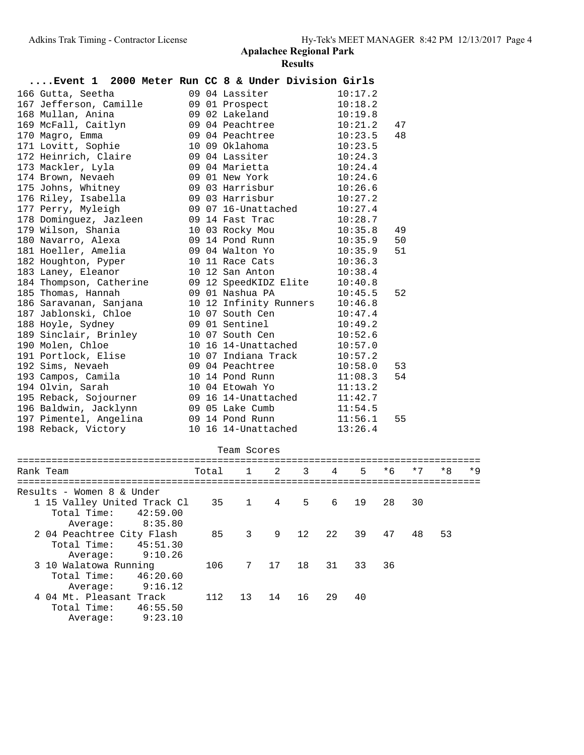## Apalachee Regional Park

### Results

#### ....Event 1 2000 Meter Run CC 8 & Under Division Girls

| Place | Name | Age | Team | Time | Points |
|---|---|---|---|---|---|
| 166 | Gutta, Seetha | 09 | 04 Lassiter | 10:17.2 | |
| 167 | Jefferson, Camille | 09 | 01 Prospect | 10:18.2 | |
| 168 | Mullan, Anina | 09 | 02 Lakeland | 10:19.8 | |
| 169 | McFall, Caitlyn | 09 | 04 Peachtree | 10:21.2 | 47 |
| 170 | Magro, Emma | 09 | 04 Peachtree | 10:23.5 | 48 |
| 171 | Lovitt, Sophie | 10 | 09 Oklahoma | 10:23.5 | |
| 172 | Heinrich, Claire | 09 | 04 Lassiter | 10:24.3 | |
| 173 | Mackler, Lyla | 09 | 04 Marietta | 10:24.4 | |
| 174 | Brown, Nevaeh | 09 | 01 New York | 10:24.6 | |
| 175 | Johns, Whitney | 09 | 03 Harrisbur | 10:26.6 | |
| 176 | Riley, Isabella | 09 | 03 Harrisbur | 10:27.2 | |
| 177 | Perry, Myleigh | 09 | 07 16-Unattached | 10:27.4 | |
| 178 | Dominguez, Jazleen | 09 | 14 Fast Trac | 10:28.7 | |
| 179 | Wilson, Shania | 10 | 03 Rocky Mou | 10:35.8 | 49 |
| 180 | Navarro, Alexa | 09 | 14 Pond Runn | 10:35.9 | 50 |
| 181 | Hoeller, Amelia | 09 | 04 Walton Yo | 10:35.9 | 51 |
| 182 | Houghton, Pyper | 10 | 11 Race Cats | 10:36.3 | |
| 183 | Laney, Eleanor | 10 | 12 San Anton | 10:38.4 | |
| 184 | Thompson, Catherine | 09 | 12 SpeedKIDZ Elite | 10:40.8 | |
| 185 | Thomas, Hannah | 09 | 01 Nashua PA | 10:45.5 | 52 |
| 186 | Saravanan, Sanjana | 10 | 12 Infinity Runners | 10:46.8 | |
| 187 | Jablonski, Chloe | 10 | 07 South Cen | 10:47.4 | |
| 188 | Hoyle, Sydney | 09 | 01 Sentinel | 10:49.2 | |
| 189 | Sinclair, Brinley | 10 | 07 South Cen | 10:52.6 | |
| 190 | Molen, Chloe | 10 | 16 14-Unattached | 10:57.0 | |
| 191 | Portlock, Elise | 10 | 07 Indiana Track | 10:57.2 | |
| 192 | Sims, Nevaeh | 09 | 04 Peachtree | 10:58.0 | 53 |
| 193 | Campos, Camila | 10 | 14 Pond Runn | 11:08.3 | 54 |
| 194 | Olvin, Sarah | 10 | 04 Etowah Yo | 11:13.2 | |
| 195 | Reback, Sojourner | 09 | 16 14-Unattached | 11:42.7 | |
| 196 | Baldwin, Jacklynn | 09 | 05 Lake Cumb | 11:54.5 | |
| 197 | Pimentel, Angelina | 09 | 14 Pond Runn | 11:56.1 | 55 |
| 198 | Reback, Victory | 10 | 16 14-Unattached | 13:26.4 | |

#### Team Scores

Results - Women 8 & Under

| Rank | Team | Total | 1 | 2 | 3 | 4 | 5 | *6 | *7 | *8 | *9 |
|---|---|---|---|---|---|---|---|---|---|---|---|
| 1 | 15 Valley United Track Cl | 35 | 1 | 4 | 5 | 6 | 19 | 28 | 30 | | |
| | Total Time: 42:59.00 / Average: 8:35.80 | | | | | | | | | | |
| 2 | 04 Peachtree City Flash | 85 | 3 | 9 | 12 | 22 | 39 | 47 | 48 | 53 | |
| | Total Time: 45:51.30 / Average: 9:10.26 | | | | | | | | | | |
| 3 | 10 Walatowa Running | 106 | 7 | 17 | 18 | 31 | 33 | 36 | | | |
| | Total Time: 46:20.60 / Average: 9:16.12 | | | | | | | | | | |
| 4 | 04 Mt. Pleasant Track | 112 | 13 | 14 | 16 | 29 | 40 | | | | |
| | Total Time: 46:55.50 / Average: 9:23.10 | | | | | | | | | | |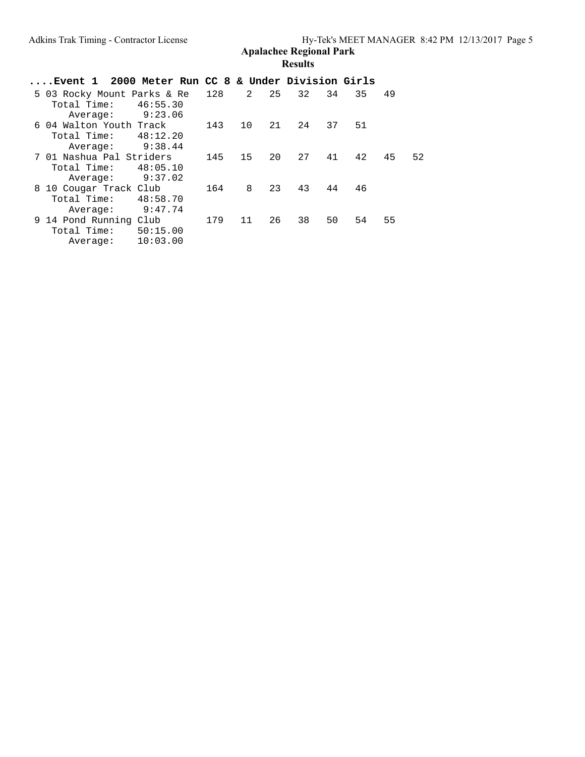## Apalachee Regional Park

### Results

**....Event 1  2000 Meter Run CC 8 & Under Division Girls**

```
 5 03 Rocky Mount Parks & Re   128    2   25   32   34   35   49
    Total Time:    46:55.30
       Average:     9:23.06
 6 04 Walton Youth Track       143   10   21   24   37   51
    Total Time:    48:12.20
       Average:     9:38.44
 7 01 Nashua Pal Striders      145   15   20   27   41   42   45   52
    Total Time:    48:05.10
       Average:     9:37.02
 8 10 Cougar Track Club        164    8   23   43   44   46
    Total Time:    48:58.70
       Average:     9:47.74
 9 14 Pond Running Club        179   11   26   38   50   54   55
    Total Time:    50:15.00
       Average:    10:03.00
```